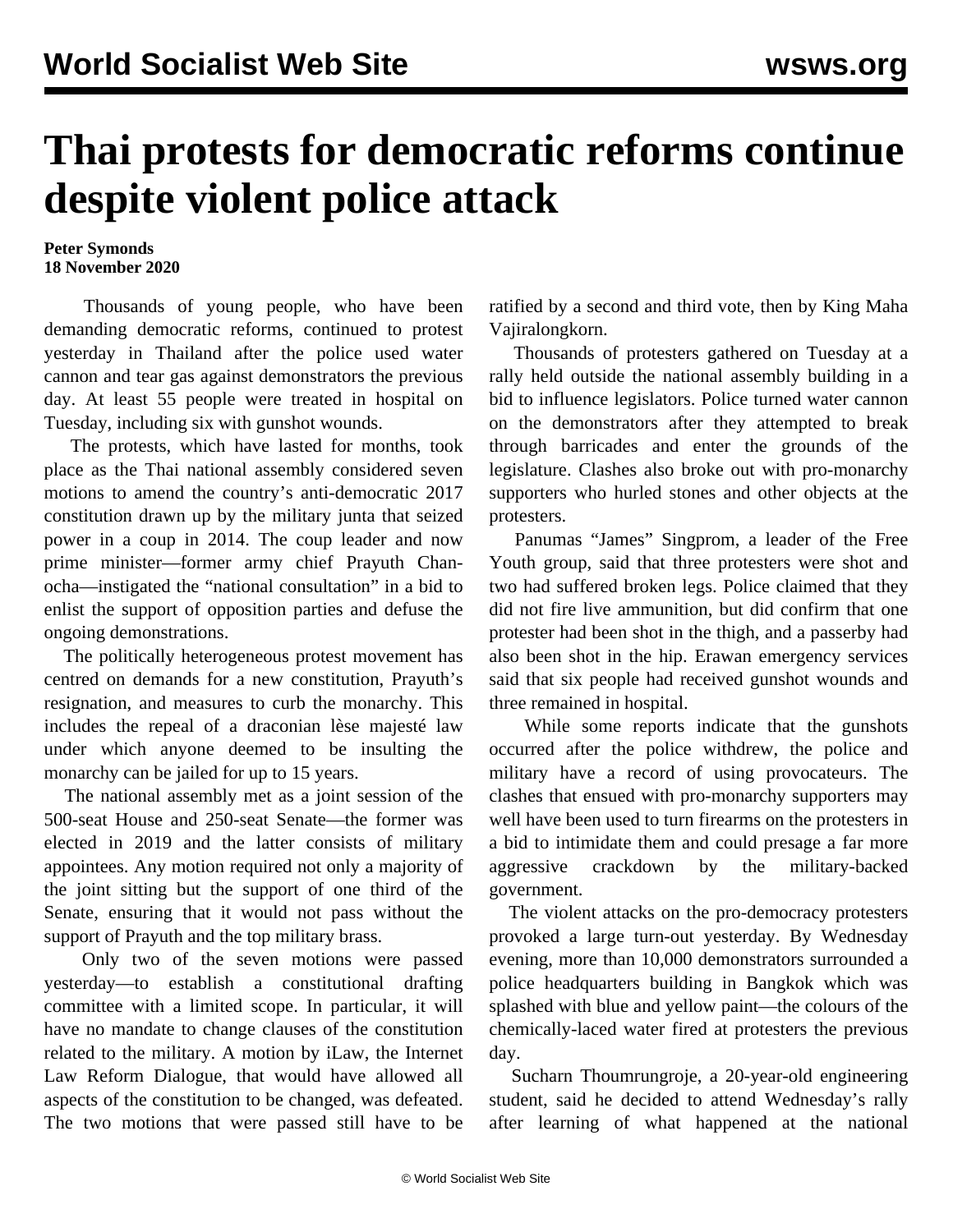# Thai protests for democratic reforms continue despite violent police attack

**Peter Symonds**
**18 November 2020**

Thousands of young people, who have been demanding democratic reforms, continued to protest yesterday in Thailand after the police used water cannon and tear gas against demonstrators the previous day. At least 55 people were treated in hospital on Tuesday, including six with gunshot wounds.

The protests, which have lasted for months, took place as the Thai national assembly considered seven motions to amend the country's anti-democratic 2017 constitution drawn up by the military junta that seized power in a coup in 2014. The coup leader and now prime minister—former army chief Prayuth Chan-ocha—instigated the "national consultation" in a bid to enlist the support of opposition parties and defuse the ongoing demonstrations.

The politically heterogeneous protest movement has centred on demands for a new constitution, Prayuth's resignation, and measures to curb the monarchy. This includes the repeal of a draconian lèse majesté law under which anyone deemed to be insulting the monarchy can be jailed for up to 15 years.

The national assembly met as a joint session of the 500-seat House and 250-seat Senate—the former was elected in 2019 and the latter consists of military appointees. Any motion required not only a majority of the joint sitting but the support of one third of the Senate, ensuring that it would not pass without the support of Prayuth and the top military brass.

Only two of the seven motions were passed yesterday—to establish a constitutional drafting committee with a limited scope. In particular, it will have no mandate to change clauses of the constitution related to the military. A motion by iLaw, the Internet Law Reform Dialogue, that would have allowed all aspects of the constitution to be changed, was defeated. The two motions that were passed still have to be ratified by a second and third vote, then by King Maha Vajiralongkorn.

Thousands of protesters gathered on Tuesday at a rally held outside the national assembly building in a bid to influence legislators. Police turned water cannon on the demonstrators after they attempted to break through barricades and enter the grounds of the legislature. Clashes also broke out with pro-monarchy supporters who hurled stones and other objects at the protesters.

Panumas "James" Singprom, a leader of the Free Youth group, said that three protesters were shot and two had suffered broken legs. Police claimed that they did not fire live ammunition, but did confirm that one protester had been shot in the thigh, and a passerby had also been shot in the hip. Erawan emergency services said that six people had received gunshot wounds and three remained in hospital.

While some reports indicate that the gunshots occurred after the police withdrew, the police and military have a record of using provocateurs. The clashes that ensued with pro-monarchy supporters may well have been used to turn firearms on the protesters in a bid to intimidate them and could presage a far more aggressive crackdown by the military-backed government.

The violent attacks on the pro-democracy protesters provoked a large turn-out yesterday. By Wednesday evening, more than 10,000 demonstrators surrounded a police headquarters building in Bangkok which was splashed with blue and yellow paint—the colours of the chemically-laced water fired at protesters the previous day.

Sucharn Thoumrungroje, a 20-year-old engineering student, said he decided to attend Wednesday's rally after learning of what happened at the national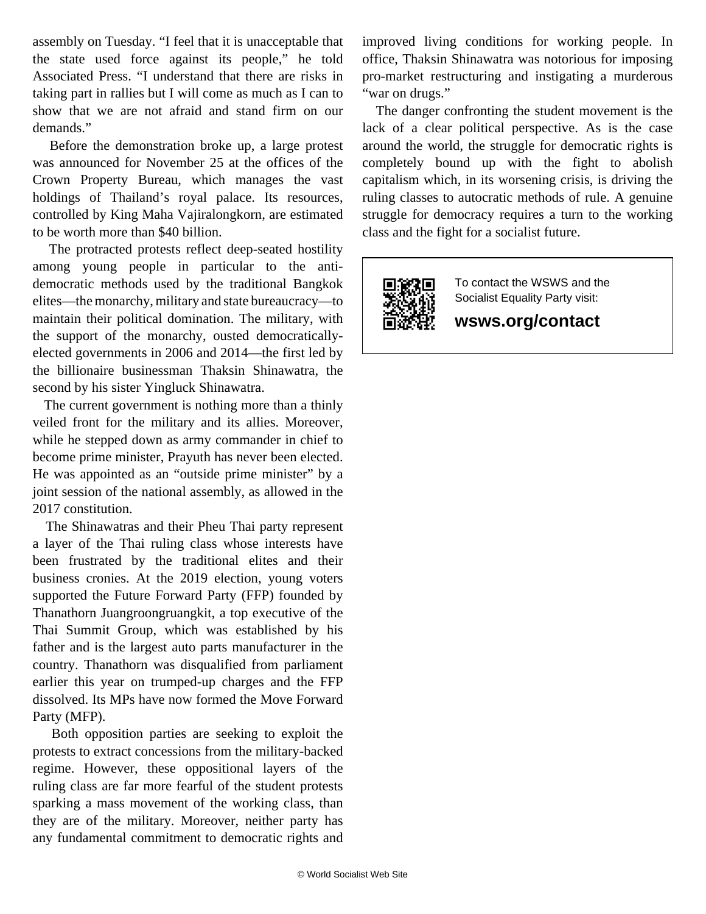assembly on Tuesday. "I feel that it is unacceptable that the state used force against its people," he told Associated Press. "I understand that there are risks in taking part in rallies but I will come as much as I can to show that we are not afraid and stand firm on our demands."

Before the demonstration broke up, a large protest was announced for November 25 at the offices of the Crown Property Bureau, which manages the vast holdings of Thailand's royal palace. Its resources, controlled by King Maha Vajiralongkorn, are estimated to be worth more than $40 billion.

The protracted protests reflect deep-seated hostility among young people in particular to the anti-democratic methods used by the traditional Bangkok elites—the monarchy, military and state bureaucracy—to maintain their political domination. The military, with the support of the monarchy, ousted democratically-elected governments in 2006 and 2014—the first led by the billionaire businessman Thaksin Shinawatra, the second by his sister Yingluck Shinawatra.

The current government is nothing more than a thinly veiled front for the military and its allies. Moreover, while he stepped down as army commander in chief to become prime minister, Prayuth has never been elected. He was appointed as an "outside prime minister" by a joint session of the national assembly, as allowed in the 2017 constitution.

The Shinawatras and their Pheu Thai party represent a layer of the Thai ruling class whose interests have been frustrated by the traditional elites and their business cronies. At the 2019 election, young voters supported the Future Forward Party (FFP) founded by Thanathorn Juangroongruangkit, a top executive of the Thai Summit Group, which was established by his father and is the largest auto parts manufacturer in the country. Thanathorn was disqualified from parliament earlier this year on trumped-up charges and the FFP dissolved. Its MPs have now formed the Move Forward Party (MFP).

Both opposition parties are seeking to exploit the protests to extract concessions from the military-backed regime. However, these oppositional layers of the ruling class are far more fearful of the student protests sparking a mass movement of the working class, than they are of the military. Moreover, neither party has any fundamental commitment to democratic rights and improved living conditions for working people. In office, Thaksin Shinawatra was notorious for imposing pro-market restructuring and instigating a murderous "war on drugs."

The danger confronting the student movement is the lack of a clear political perspective. As is the case around the world, the struggle for democratic rights is completely bound up with the fight to abolish capitalism which, in its worsening crisis, is driving the ruling classes to autocratic methods of rule. A genuine struggle for democracy requires a turn to the working class and the fight for a socialist future.

To contact the WSWS and the Socialist Equality Party visit:

**wsws.org/contact**